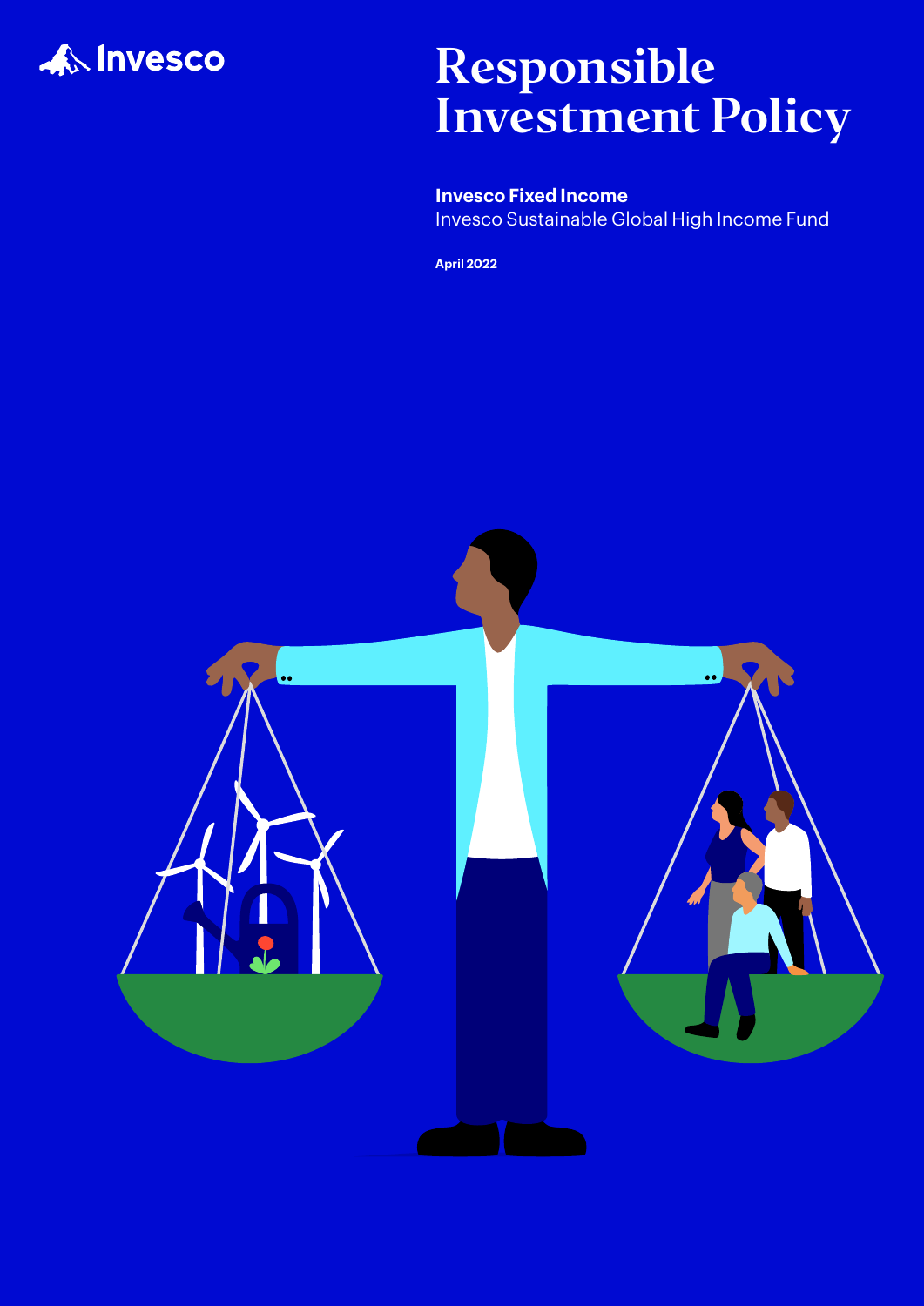Invesco

# Responsible Investment Policy

**Invesco Fixed Income**
Invesco Sustainable Global High Income Fund

**April 2022**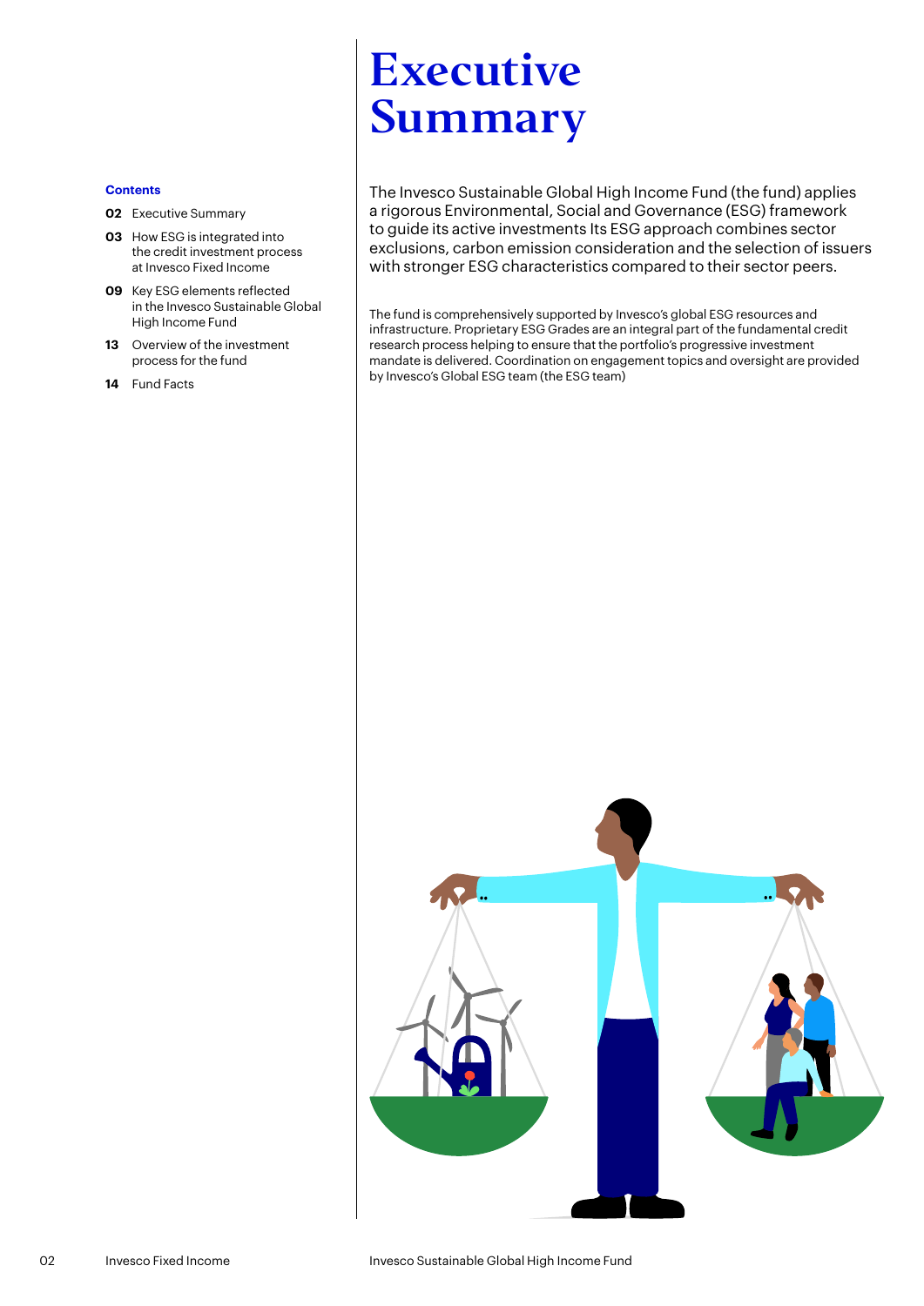**Contents**

**02** Executive Summary

**03** How ESG is integrated into the credit investment process at Invesco Fixed Income

**09** Key ESG elements reflected in the Invesco Sustainable Global High Income Fund

**13** Overview of the investment process for the fund

**14** Fund Facts

# Executive Summary

The Invesco Sustainable Global High Income Fund (the fund) applies a rigorous Environmental, Social and Governance (ESG) framework to guide its active investments Its ESG approach combines sector exclusions, carbon emission consideration and the selection of issuers with stronger ESG characteristics compared to their sector peers.

The fund is comprehensively supported by Invesco's global ESG resources and infrastructure. Proprietary ESG Grades are an integral part of the fundamental credit research process helping to ensure that the portfolio's progressive investment mandate is delivered. Coordination on engagement topics and oversight are provided by Invesco's Global ESG team (the ESG team)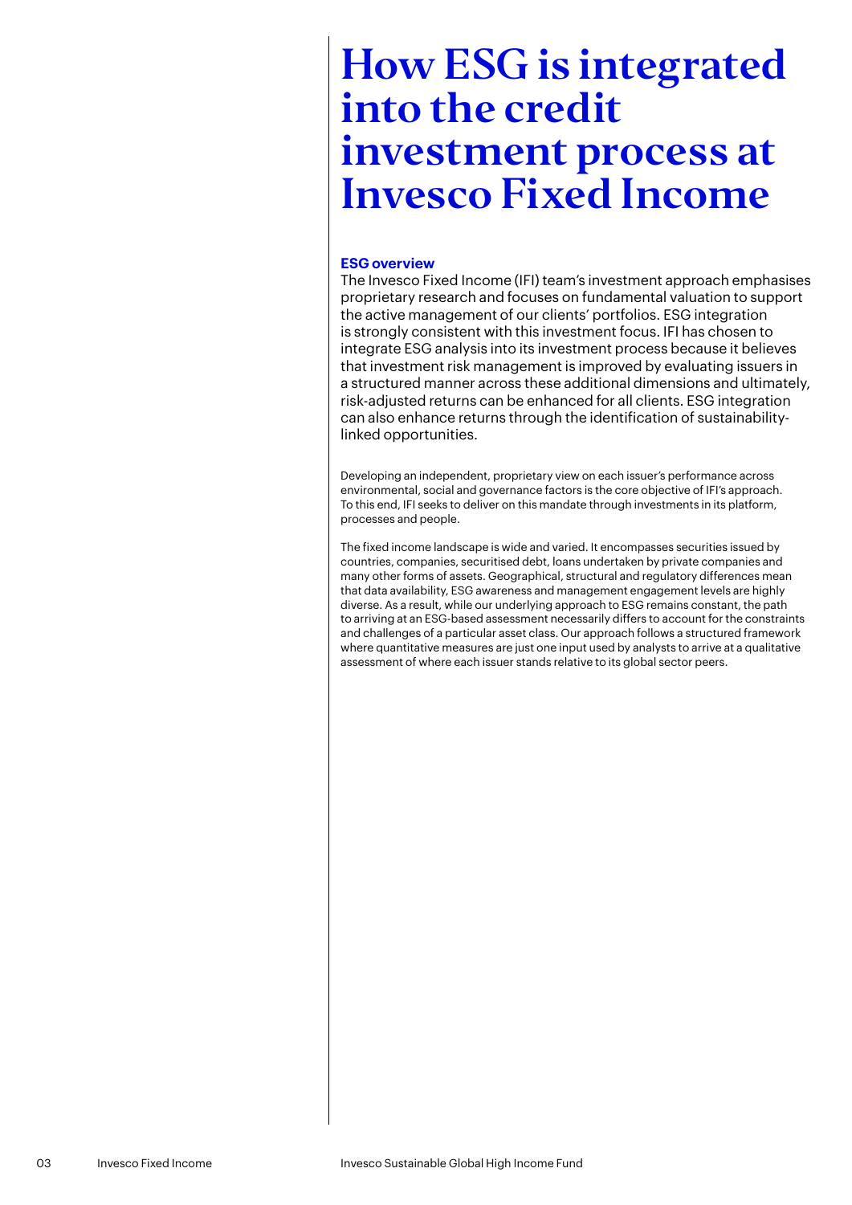# How ESG is integrated into the credit investment process at Invesco Fixed Income

## ESG overview

The Invesco Fixed Income (IFI) team's investment approach emphasises proprietary research and focuses on fundamental valuation to support the active management of our clients' portfolios. ESG integration is strongly consistent with this investment focus. IFI has chosen to integrate ESG analysis into its investment process because it believes that investment risk management is improved by evaluating issuers in a structured manner across these additional dimensions and ultimately, risk-adjusted returns can be enhanced for all clients. ESG integration can also enhance returns through the identification of sustainability-linked opportunities.

Developing an independent, proprietary view on each issuer's performance across environmental, social and governance factors is the core objective of IFI's approach. To this end, IFI seeks to deliver on this mandate through investments in its platform, processes and people.

The fixed income landscape is wide and varied. It encompasses securities issued by countries, companies, securitised debt, loans undertaken by private companies and many other forms of assets. Geographical, structural and regulatory differences mean that data availability, ESG awareness and management engagement levels are highly diverse. As a result, while our underlying approach to ESG remains constant, the path to arriving at an ESG-based assessment necessarily differs to account for the constraints and challenges of a particular asset class. Our approach follows a structured framework where quantitative measures are just one input used by analysts to arrive at a qualitative assessment of where each issuer stands relative to its global sector peers.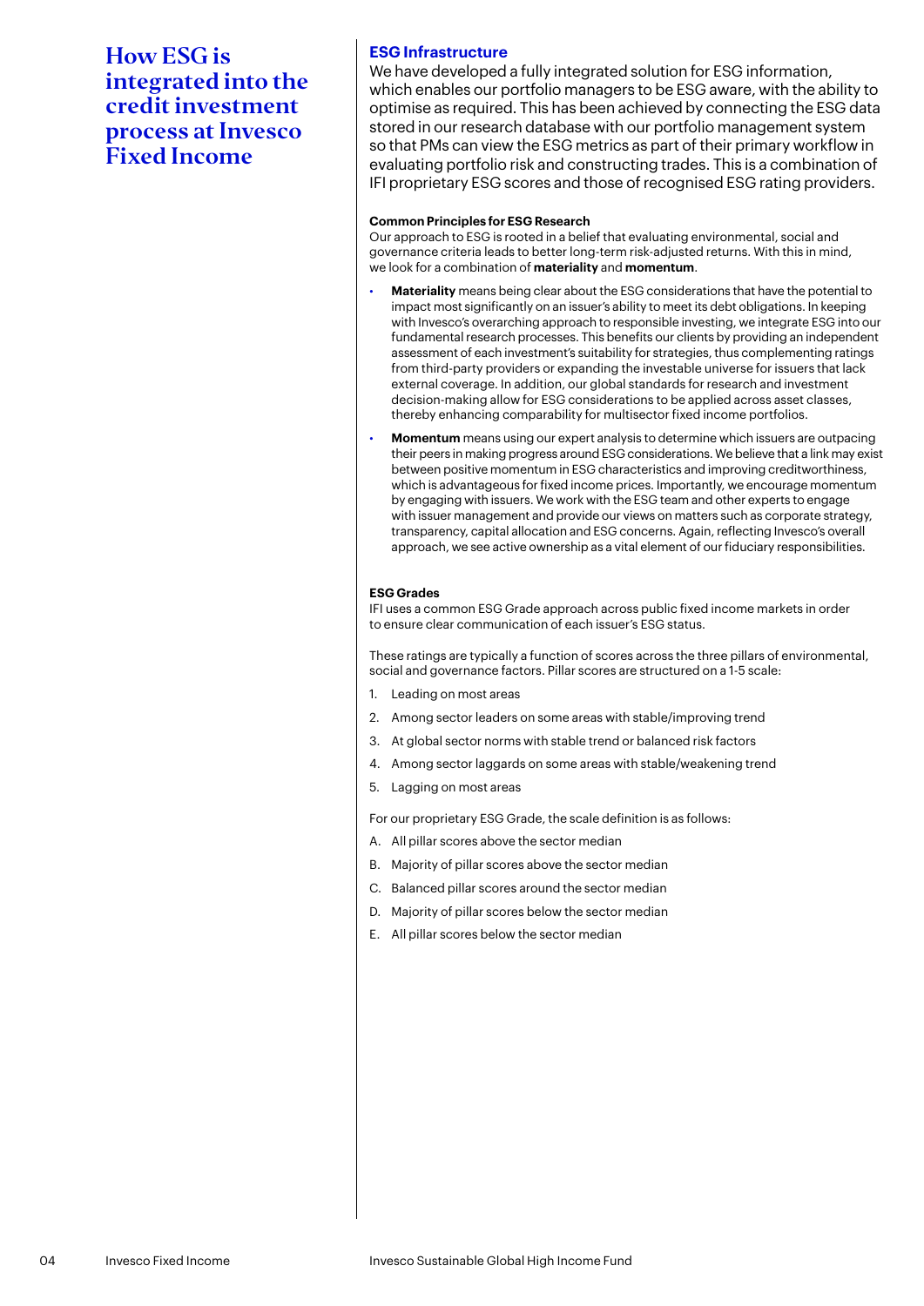# How ESG is integrated into the credit investment process at Invesco Fixed Income

## ESG Infrastructure

We have developed a fully integrated solution for ESG information, which enables our portfolio managers to be ESG aware, with the ability to optimise as required. This has been achieved by connecting the ESG data stored in our research database with our portfolio management system so that PMs can view the ESG metrics as part of their primary workflow in evaluating portfolio risk and constructing trades. This is a combination of IFI proprietary ESG scores and those of recognised ESG rating providers.

### Common Principles for ESG Research

Our approach to ESG is rooted in a belief that evaluating environmental, social and governance criteria leads to better long-term risk-adjusted returns. With this in mind, we look for a combination of **materiality** and **momentum**.

- **Materiality** means being clear about the ESG considerations that have the potential to impact most significantly on an issuer's ability to meet its debt obligations. In keeping with Invesco's overarching approach to responsible investing, we integrate ESG into our fundamental research processes. This benefits our clients by providing an independent assessment of each investment's suitability for strategies, thus complementing ratings from third-party providers or expanding the investable universe for issuers that lack external coverage. In addition, our global standards for research and investment decision-making allow for ESG considerations to be applied across asset classes, thereby enhancing comparability for multisector fixed income portfolios.
- **Momentum** means using our expert analysis to determine which issuers are outpacing their peers in making progress around ESG considerations. We believe that a link may exist between positive momentum in ESG characteristics and improving creditworthiness, which is advantageous for fixed income prices. Importantly, we encourage momentum by engaging with issuers. We work with the ESG team and other experts to engage with issuer management and provide our views on matters such as corporate strategy, transparency, capital allocation and ESG concerns. Again, reflecting Invesco's overall approach, we see active ownership as a vital element of our fiduciary responsibilities.

### ESG Grades

IFI uses a common ESG Grade approach across public fixed income markets in order to ensure clear communication of each issuer's ESG status.

These ratings are typically a function of scores across the three pillars of environmental, social and governance factors. Pillar scores are structured on a 1-5 scale:

1. Leading on most areas
2. Among sector leaders on some areas with stable/improving trend
3. At global sector norms with stable trend or balanced risk factors
4. Among sector laggards on some areas with stable/weakening trend
5. Lagging on most areas

For our proprietary ESG Grade, the scale definition is as follows:

A. All pillar scores above the sector median
B. Majority of pillar scores above the sector median
C. Balanced pillar scores around the sector median
D. Majority of pillar scores below the sector median
E. All pillar scores below the sector median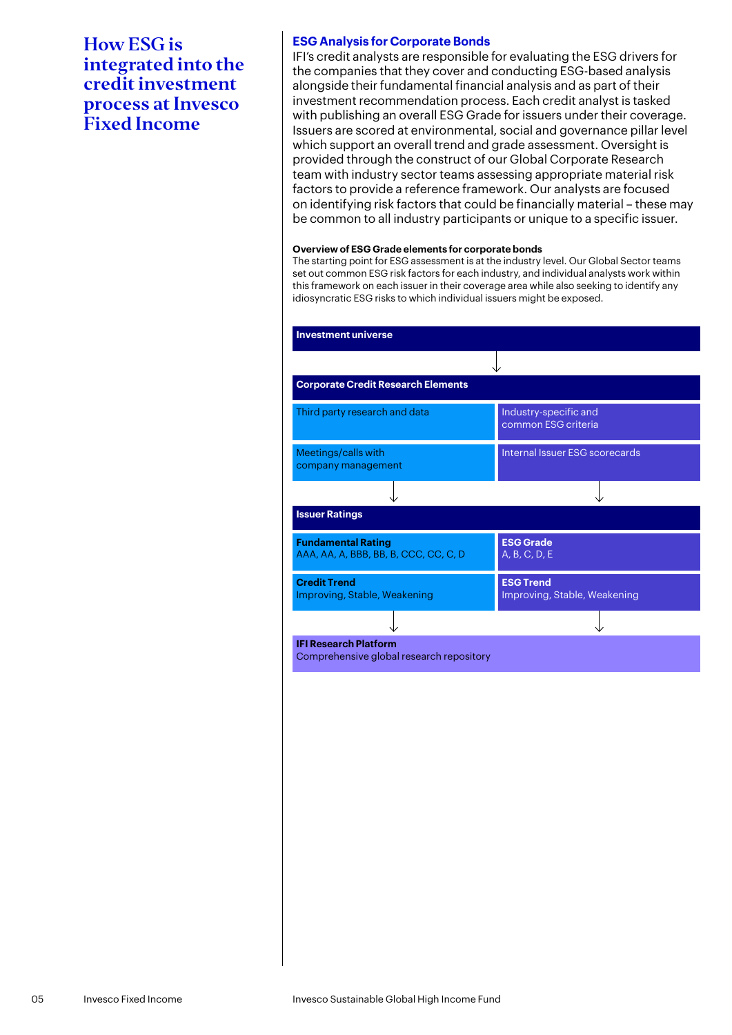# How ESG is integrated into the credit investment process at Invesco Fixed Income

## ESG Analysis for Corporate Bonds

IFI's credit analysts are responsible for evaluating the ESG drivers for the companies that they cover and conducting ESG-based analysis alongside their fundamental financial analysis and as part of their investment recommendation process. Each credit analyst is tasked with publishing an overall ESG Grade for issuers under their coverage. Issuers are scored at environmental, social and governance pillar level which support an overall trend and grade assessment. Oversight is provided through the construct of our Global Corporate Research team with industry sector teams assessing appropriate material risk factors to provide a reference framework. Our analysts are focused on identifying risk factors that could be financially material – these may be common to all industry participants or unique to a specific issuer.

**Overview of ESG Grade elements for corporate bonds**

The starting point for ESG assessment is at the industry level. Our Global Sector teams set out common ESG risk factors for each industry, and individual analysts work within this framework on each issuer in their coverage area while also seeking to identify any idiosyncratic ESG risks to which individual issuers might be exposed.

**Investment universe**

↓

**Corporate Credit Research Elements**

| | |
|---|---|
| Third party research and data | Industry-specific and common ESG criteria |
| Meetings/calls with company management | Internal Issuer ESG scorecards |

↓ ↓

**Issuer Ratings**

| | |
|---|---|
| **Fundamental Rating** AAA, AA, A, BBB, BB, B, CCC, CC, C, D | **ESG Grade** A, B, C, D, E |
| **Credit Trend** Improving, Stable, Weakening | **ESG Trend** Improving, Stable, Weakening |

↓ ↓

**IFI Research Platform**
Comprehensive global research repository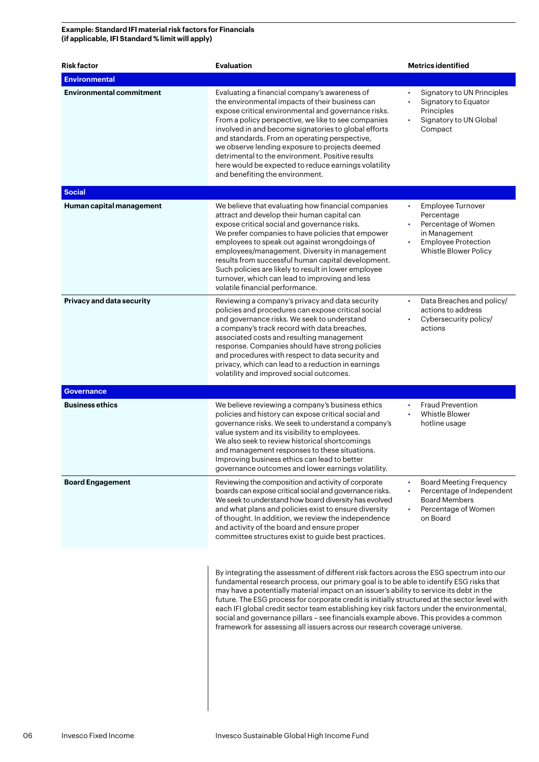**Example: Standard IFI material risk factors for Financials**
**(if applicable, IFI Standard % limit will apply)**

| Risk factor | Evaluation | Metrics identified |
|---|---|---|
| **Environmental** | | |
| **Environmental commitment** | Evaluating a financial company's awareness of the environmental impacts of their business can expose critical environmental and governance risks. From a policy perspective, we like to see companies involved in and become signatories to global efforts and standards. From an operating perspective, we observe lending exposure to projects deemed detrimental to the environment. Positive results here would be expected to reduce earnings volatility and benefiting the environment. | • Signatory to UN Principles<br>• Signatory to Equator Principles<br>• Signatory to UN Global Compact |
| **Social** | | |
| **Human capital management** | We believe that evaluating how financial companies attract and develop their human capital can expose critical social and governance risks. We prefer companies to have policies that empower employees to speak out against wrongdoings of employees/management. Diversity in management results from successful human capital development. Such policies are likely to result in lower employee turnover, which can lead to improving and less volatile financial performance. | • Employee Turnover Percentage<br>• Percentage of Women in Management<br>• Employee Protection Whistle Blower Policy |
| **Privacy and data security** | Reviewing a company's privacy and data security policies and procedures can expose critical social and governance risks. We seek to understand a company's track record with data breaches, associated costs and resulting management response. Companies should have strong policies and procedures with respect to data security and privacy, which can lead to a reduction in earnings volatility and improved social outcomes. | • Data Breaches and policy/ actions to address<br>• Cybersecurity policy/ actions |
| **Governance** | | |
| **Business ethics** | We believe reviewing a company's business ethics policies and history can expose critical social and governance risks. We seek to understand a company's value system and its visibility to employees. We also seek to review historical shortcomings and management responses to these situations. Improving business ethics can lead to better governance outcomes and lower earnings volatility. | • Fraud Prevention<br>• Whistle Blower hotline usage |
| **Board Engagement** | Reviewing the composition and activity of corporate boards can expose critical social and governance risks. We seek to understand how board diversity has evolved and what plans and policies exist to ensure diversity of thought. In addition, we review the independence and activity of the board and ensure proper committee structures exist to guide best practices. | • Board Meeting Frequency<br>• Percentage of Independent Board Members<br>• Percentage of Women on Board |

By integrating the assessment of different risk factors across the ESG spectrum into our fundamental research process, our primary goal is to be able to identify ESG risks that may have a potentially material impact on an issuer's ability to service its debt in the future. The ESG process for corporate credit is initially structured at the sector level with each IFI global credit sector team establishing key risk factors under the environmental, social and governance pillars – see financials example above. This provides a common framework for assessing all issuers across our research coverage universe.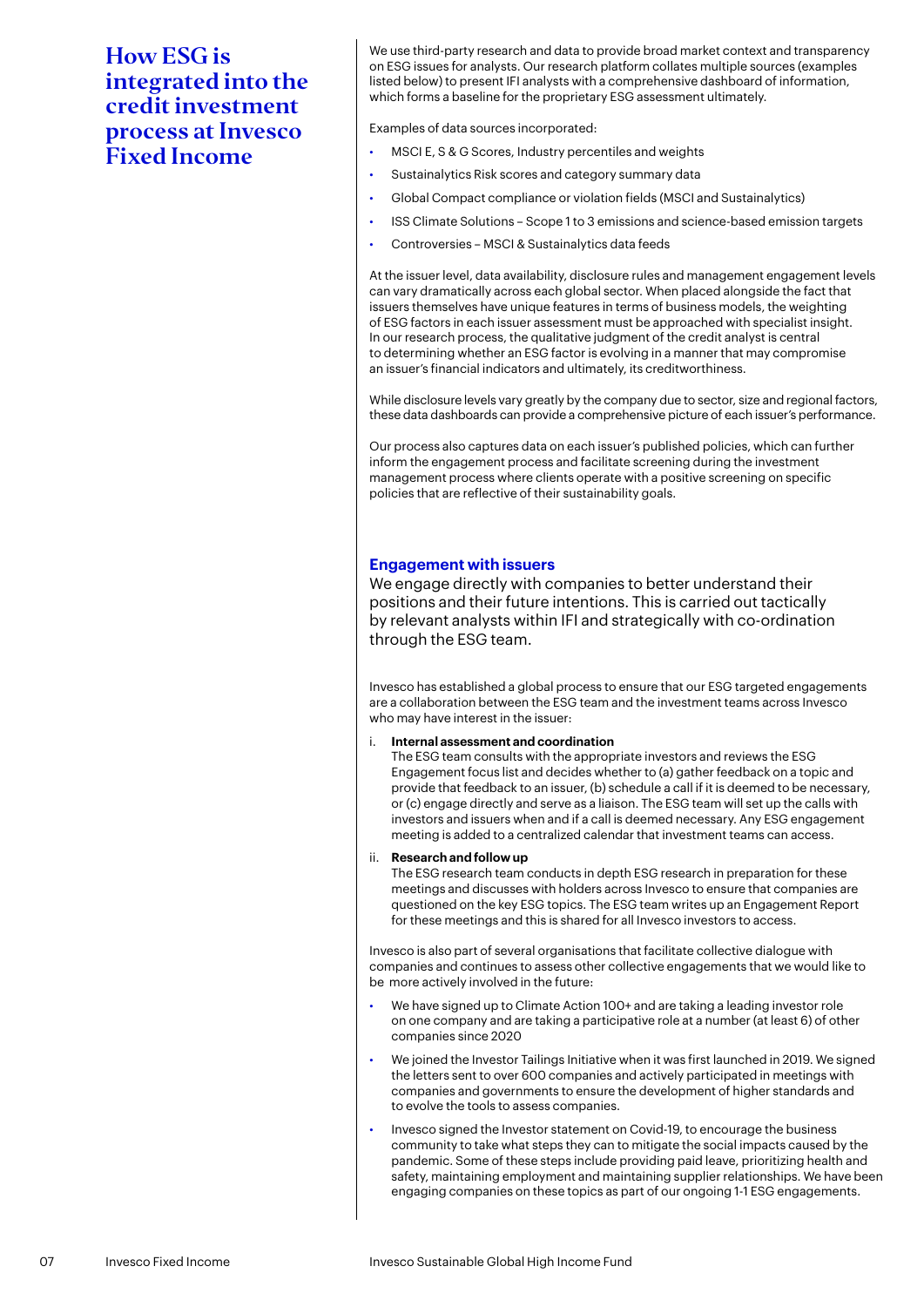# How ESG is integrated into the credit investment process at Invesco Fixed Income

We use third-party research and data to provide broad market context and transparency on ESG issues for analysts. Our research platform collates multiple sources (examples listed below) to present IFI analysts with a comprehensive dashboard of information, which forms a baseline for the proprietary ESG assessment ultimately.

Examples of data sources incorporated:

- MSCI E, S & G Scores, Industry percentiles and weights
- Sustainalytics Risk scores and category summary data
- Global Compact compliance or violation fields (MSCI and Sustainalytics)
- ISS Climate Solutions – Scope 1 to 3 emissions and science-based emission targets
- Controversies – MSCI & Sustainalytics data feeds

At the issuer level, data availability, disclosure rules and management engagement levels can vary dramatically across each global sector. When placed alongside the fact that issuers themselves have unique features in terms of business models, the weighting of ESG factors in each issuer assessment must be approached with specialist insight. In our research process, the qualitative judgment of the credit analyst is central to determining whether an ESG factor is evolving in a manner that may compromise an issuer's financial indicators and ultimately, its creditworthiness.

While disclosure levels vary greatly by the company due to sector, size and regional factors, these data dashboards can provide a comprehensive picture of each issuer's performance.

Our process also captures data on each issuer's published policies, which can further inform the engagement process and facilitate screening during the investment management process where clients operate with a positive screening on specific policies that are reflective of their sustainability goals.

## Engagement with issuers

We engage directly with companies to better understand their positions and their future intentions. This is carried out tactically by relevant analysts within IFI and strategically with co-ordination through the ESG team.

Invesco has established a global process to ensure that our ESG targeted engagements are a collaboration between the ESG team and the investment teams across Invesco who may have interest in the issuer:

i. **Internal assessment and coordination**
   The ESG team consults with the appropriate investors and reviews the ESG Engagement focus list and decides whether to (a) gather feedback on a topic and provide that feedback to an issuer, (b) schedule a call if it is deemed to be necessary, or (c) engage directly and serve as a liaison. The ESG team will set up the calls with investors and issuers when and if a call is deemed necessary. Any ESG engagement meeting is added to a centralized calendar that investment teams can access.

ii. **Research and follow up**
   The ESG research team conducts in depth ESG research in preparation for these meetings and discusses with holders across Invesco to ensure that companies are questioned on the key ESG topics. The ESG team writes up an Engagement Report for these meetings and this is shared for all Invesco investors to access.

Invesco is also part of several organisations that facilitate collective dialogue with companies and continues to assess other collective engagements that we would like to be more actively involved in the future:

- We have signed up to Climate Action 100+ and are taking a leading investor role on one company and are taking a participative role at a number (at least 6) of other companies since 2020
- We joined the Investor Tailings Initiative when it was first launched in 2019. We signed the letters sent to over 600 companies and actively participated in meetings with companies and governments to ensure the development of higher standards and to evolve the tools to assess companies.
- Invesco signed the Investor statement on Covid-19, to encourage the business community to take what steps they can to mitigate the social impacts caused by the pandemic. Some of these steps include providing paid leave, prioritizing health and safety, maintaining employment and maintaining supplier relationships. We have been engaging companies on these topics as part of our ongoing 1-1 ESG engagements.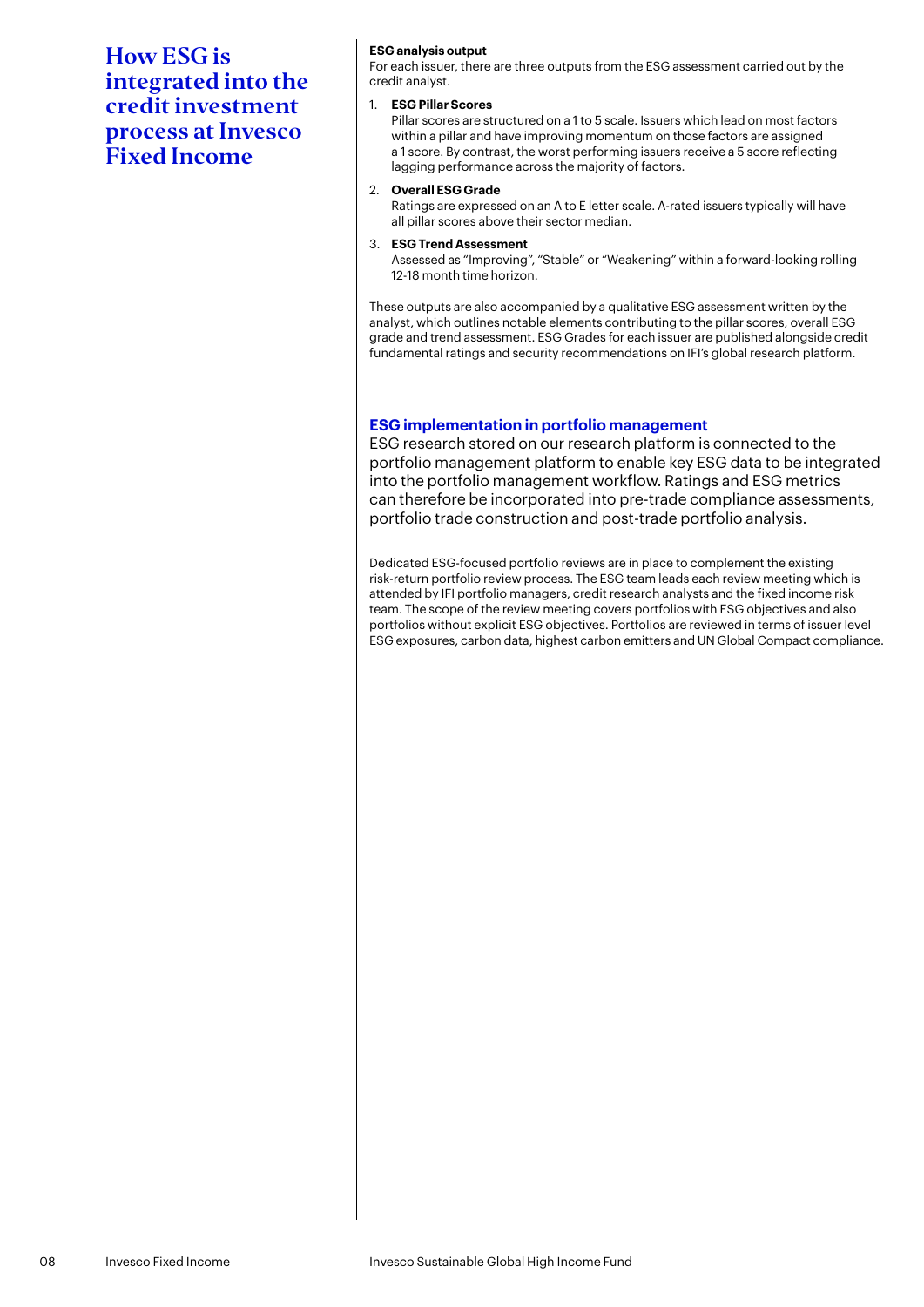# How ESG is integrated into the credit investment process at Invesco Fixed Income

**ESG analysis output**

For each issuer, there are three outputs from the ESG assessment carried out by the credit analyst.

1. **ESG Pillar Scores**
   Pillar scores are structured on a 1 to 5 scale. Issuers which lead on most factors within a pillar and have improving momentum on those factors are assigned a 1 score. By contrast, the worst performing issuers receive a 5 score reflecting lagging performance across the majority of factors.

2. **Overall ESG Grade**
   Ratings are expressed on an A to E letter scale. A-rated issuers typically will have all pillar scores above their sector median.

3. **ESG Trend Assessment**
   Assessed as "Improving", "Stable" or "Weakening" within a forward-looking rolling 12-18 month time horizon.

These outputs are also accompanied by a qualitative ESG assessment written by the analyst, which outlines notable elements contributing to the pillar scores, overall ESG grade and trend assessment. ESG Grades for each issuer are published alongside credit fundamental ratings and security recommendations on IFI's global research platform.

## ESG implementation in portfolio management

ESG research stored on our research platform is connected to the portfolio management platform to enable key ESG data to be integrated into the portfolio management workflow. Ratings and ESG metrics can therefore be incorporated into pre-trade compliance assessments, portfolio trade construction and post-trade portfolio analysis.

Dedicated ESG-focused portfolio reviews are in place to complement the existing risk-return portfolio review process. The ESG team leads each review meeting which is attended by IFI portfolio managers, credit research analysts and the fixed income risk team. The scope of the review meeting covers portfolios with ESG objectives and also portfolios without explicit ESG objectives. Portfolios are reviewed in terms of issuer level ESG exposures, carbon data, highest carbon emitters and UN Global Compact compliance.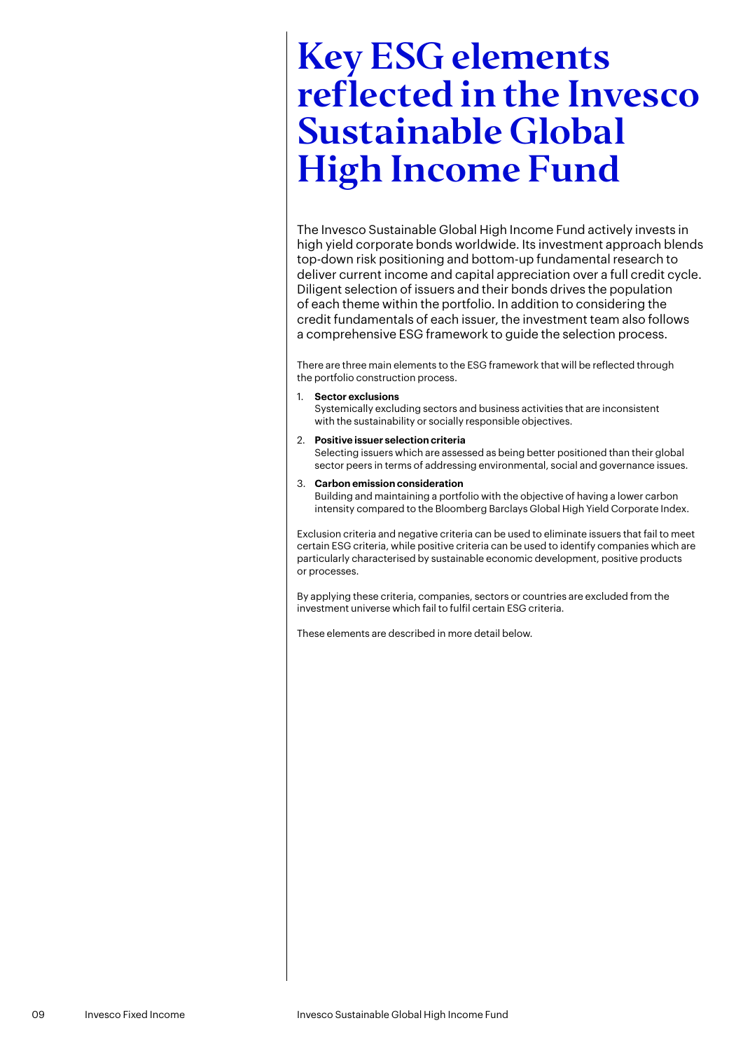# Key ESG elements reflected in the Invesco Sustainable Global High Income Fund

The Invesco Sustainable Global High Income Fund actively invests in high yield corporate bonds worldwide. Its investment approach blends top-down risk positioning and bottom-up fundamental research to deliver current income and capital appreciation over a full credit cycle. Diligent selection of issuers and their bonds drives the population of each theme within the portfolio. In addition to considering the credit fundamentals of each issuer, the investment team also follows a comprehensive ESG framework to guide the selection process.

There are three main elements to the ESG framework that will be reflected through the portfolio construction process.

1. **Sector exclusions**
   Systemically excluding sectors and business activities that are inconsistent with the sustainability or socially responsible objectives.
2. **Positive issuer selection criteria**
   Selecting issuers which are assessed as being better positioned than their global sector peers in terms of addressing environmental, social and governance issues.
3. **Carbon emission consideration**
   Building and maintaining a portfolio with the objective of having a lower carbon intensity compared to the Bloomberg Barclays Global High Yield Corporate Index.

Exclusion criteria and negative criteria can be used to eliminate issuers that fail to meet certain ESG criteria, while positive criteria can be used to identify companies which are particularly characterised by sustainable economic development, positive products or processes.

By applying these criteria, companies, sectors or countries are excluded from the investment universe which fail to fulfil certain ESG criteria.

These elements are described in more detail below.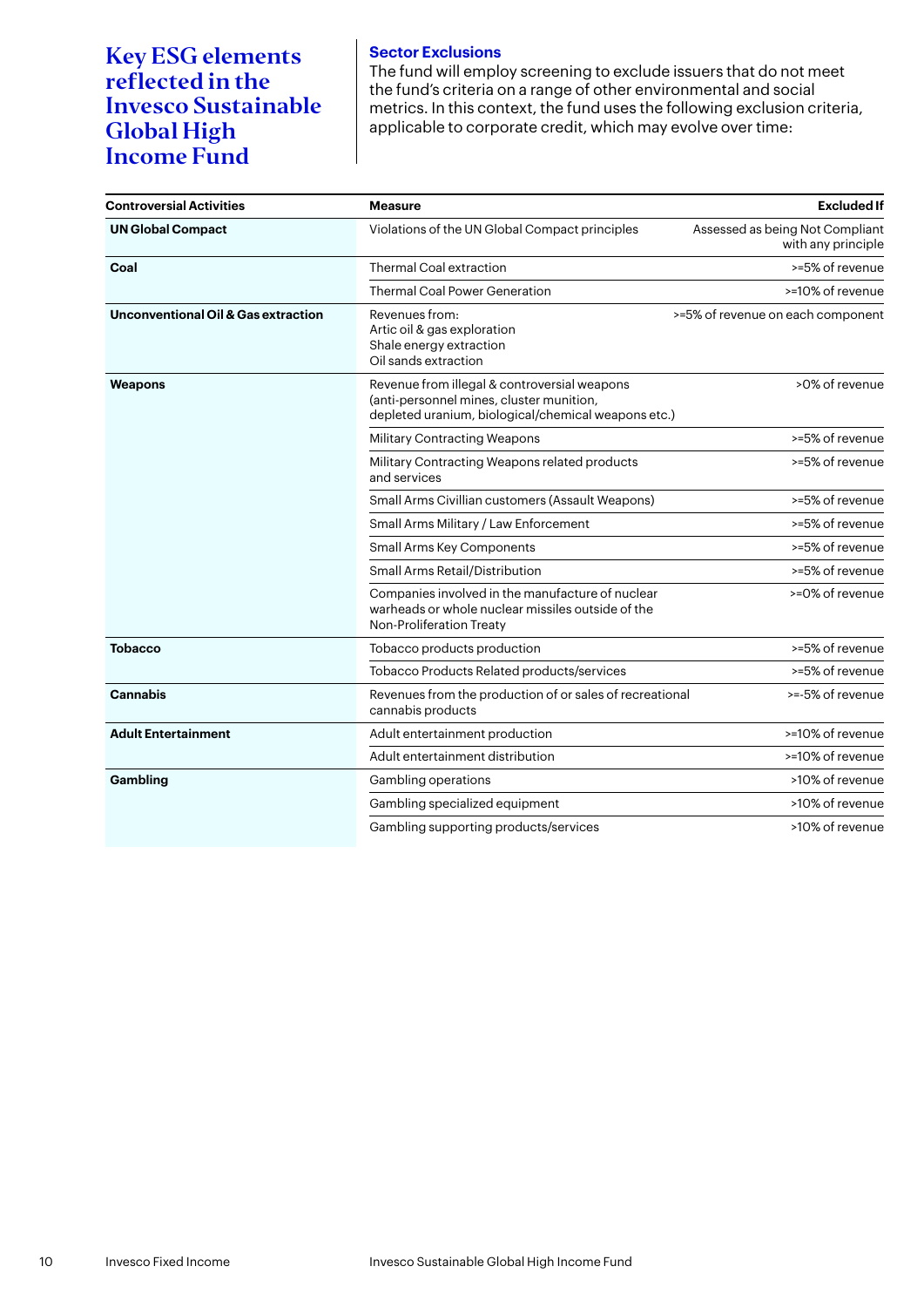# Key ESG elements reflected in the Invesco Sustainable Global High Income Fund

## Sector Exclusions

The fund will employ screening to exclude issuers that do not meet the fund's criteria on a range of other environmental and social metrics. In this context, the fund uses the following exclusion criteria, applicable to corporate credit, which may evolve over time:

| Controversial Activities | Measure | Excluded If |
|---|---|---|
| **UN Global Compact** | Violations of the UN Global Compact principles | Assessed as being Not Compliant with any principle |
| **Coal** | Thermal Coal extraction | >=5% of revenue |
| | Thermal Coal Power Generation | >=10% of revenue |
| **Unconventional Oil & Gas extraction** | Revenues from:<br>Artic oil & gas exploration<br>Shale energy extraction<br>Oil sands extraction | >=5% of revenue on each component |
| **Weapons** | Revenue from illegal & controversial weapons (anti-personnel mines, cluster munition, depleted uranium, biological/chemical weapons etc.) | >0% of revenue |
| | Military Contracting Weapons | >=5% of revenue |
| | Military Contracting Weapons related products and services | >=5% of revenue |
| | Small Arms Civillian customers (Assault Weapons) | >=5% of revenue |
| | Small Arms Military / Law Enforcement | >=5% of revenue |
| | Small Arms Key Components | >=5% of revenue |
| | Small Arms Retail/Distribution | >=5% of revenue |
| | Companies involved in the manufacture of nuclear warheads or whole nuclear missiles outside of the Non-Proliferation Treaty | >=0% of revenue |
| **Tobacco** | Tobacco products production | >=5% of revenue |
| | Tobacco Products Related products/services | >=5% of revenue |
| **Cannabis** | Revenues from the production of or sales of recreational cannabis products | >=-5% of revenue |
| **Adult Entertainment** | Adult entertainment production | >=10% of revenue |
| | Adult entertainment distribution | >=10% of revenue |
| **Gambling** | Gambling operations | >10% of revenue |
| | Gambling specialized equipment | >10% of revenue |
| | Gambling supporting products/services | >10% of revenue |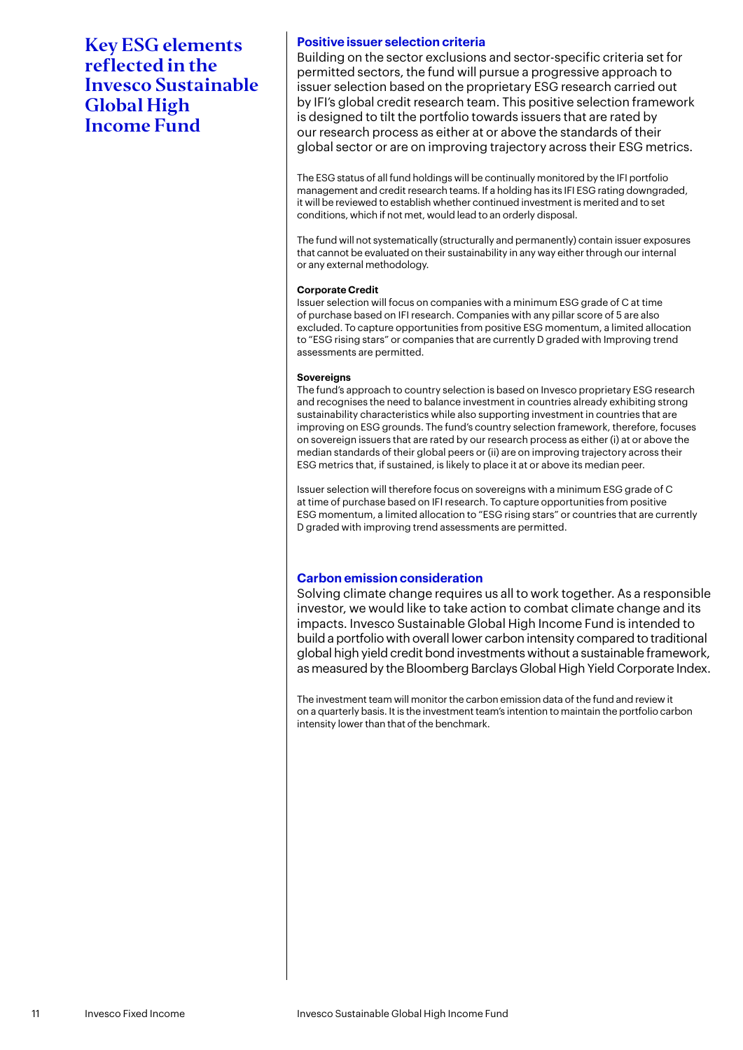# Key ESG elements reflected in the Invesco Sustainable Global High Income Fund

## Positive issuer selection criteria

Building on the sector exclusions and sector-specific criteria set for permitted sectors, the fund will pursue a progressive approach to issuer selection based on the proprietary ESG research carried out by IFI's global credit research team. This positive selection framework is designed to tilt the portfolio towards issuers that are rated by our research process as either at or above the standards of their global sector or are on improving trajectory across their ESG metrics.

The ESG status of all fund holdings will be continually monitored by the IFI portfolio management and credit research teams. If a holding has its IFI ESG rating downgraded, it will be reviewed to establish whether continued investment is merited and to set conditions, which if not met, would lead to an orderly disposal.

The fund will not systematically (structurally and permanently) contain issuer exposures that cannot be evaluated on their sustainability in any way either through our internal or any external methodology.

**Corporate Credit**

Issuer selection will focus on companies with a minimum ESG grade of C at time of purchase based on IFI research. Companies with any pillar score of 5 are also excluded. To capture opportunities from positive ESG momentum, a limited allocation to "ESG rising stars" or companies that are currently D graded with Improving trend assessments are permitted.

**Sovereigns**

The fund's approach to country selection is based on Invesco proprietary ESG research and recognises the need to balance investment in countries already exhibiting strong sustainability characteristics while also supporting investment in countries that are improving on ESG grounds. The fund's country selection framework, therefore, focuses on sovereign issuers that are rated by our research process as either (i) at or above the median standards of their global peers or (ii) are on improving trajectory across their ESG metrics that, if sustained, is likely to place it at or above its median peer.

Issuer selection will therefore focus on sovereigns with a minimum ESG grade of C at time of purchase based on IFI research. To capture opportunities from positive ESG momentum, a limited allocation to "ESG rising stars" or countries that are currently D graded with improving trend assessments are permitted.

## Carbon emission consideration

Solving climate change requires us all to work together. As a responsible investor, we would like to take action to combat climate change and its impacts. Invesco Sustainable Global High Income Fund is intended to build a portfolio with overall lower carbon intensity compared to traditional global high yield credit bond investments without a sustainable framework, as measured by the Bloomberg Barclays Global High Yield Corporate Index.

The investment team will monitor the carbon emission data of the fund and review it on a quarterly basis. It is the investment team's intention to maintain the portfolio carbon intensity lower than that of the benchmark.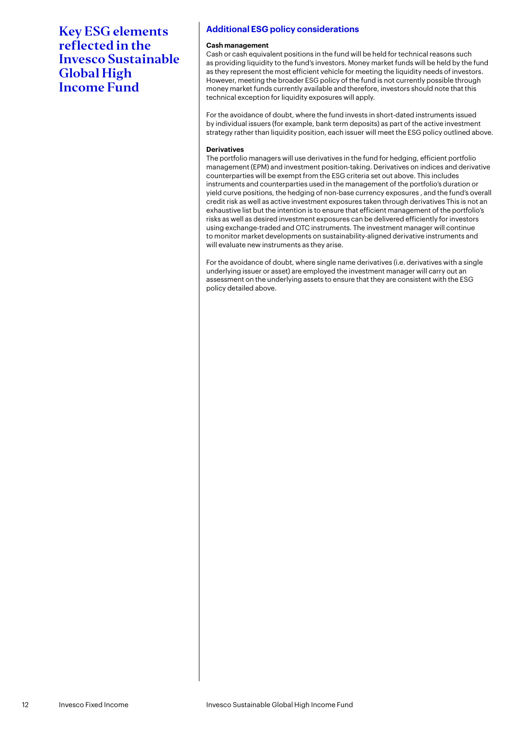# Key ESG elements reflected in the Invesco Sustainable Global High Income Fund

## Additional ESG policy considerations

**Cash management**

Cash or cash equivalent positions in the fund will be held for technical reasons such as providing liquidity to the fund's investors. Money market funds will be held by the fund as they represent the most efficient vehicle for meeting the liquidity needs of investors. However, meeting the broader ESG policy of the fund is not currently possible through money market funds currently available and therefore, investors should note that this technical exception for liquidity exposures will apply.

For the avoidance of doubt, where the fund invests in short-dated instruments issued by individual issuers (for example, bank term deposits) as part of the active investment strategy rather than liquidity position, each issuer will meet the ESG policy outlined above.

**Derivatives**

The portfolio managers will use derivatives in the fund for hedging, efficient portfolio management (EPM) and investment position-taking. Derivatives on indices and derivative counterparties will be exempt from the ESG criteria set out above. This includes instruments and counterparties used in the management of the portfolio's duration or yield curve positions, the hedging of non-base currency exposures , and the fund's overall credit risk as well as active investment exposures taken through derivatives This is not an exhaustive list but the intention is to ensure that efficient management of the portfolio's risks as well as desired investment exposures can be delivered efficiently for investors using exchange-traded and OTC instruments. The investment manager will continue to monitor market developments on sustainability-aligned derivative instruments and will evaluate new instruments as they arise.

For the avoidance of doubt, where single name derivatives (i.e. derivatives with a single underlying issuer or asset) are employed the investment manager will carry out an assessment on the underlying assets to ensure that they are consistent with the ESG policy detailed above.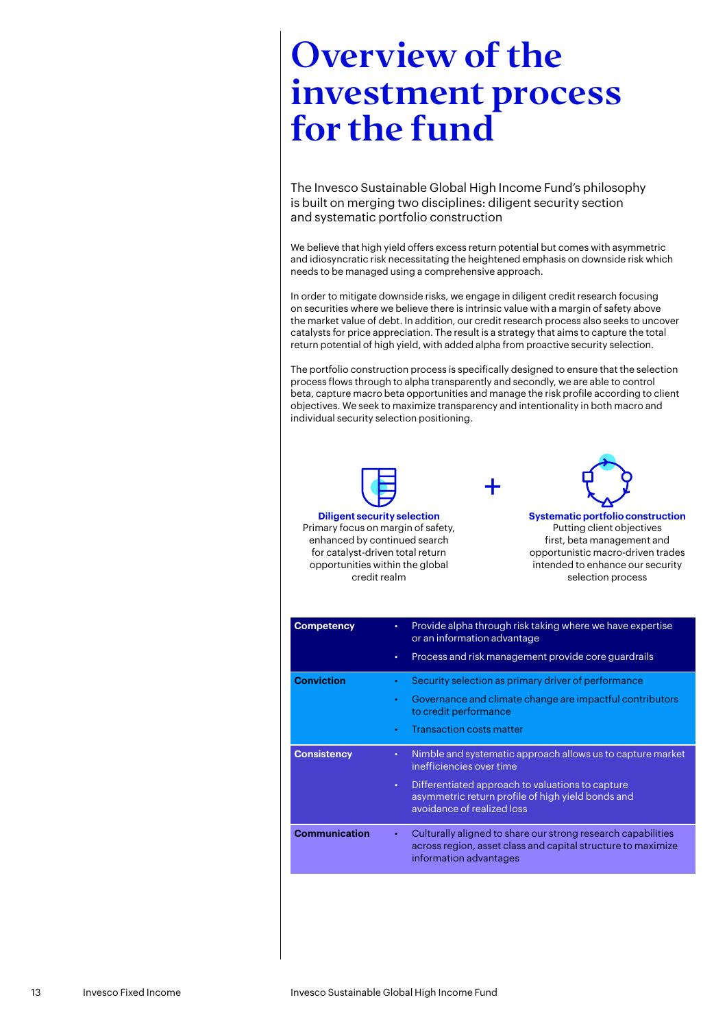# Overview of the investment process for the fund

The Invesco Sustainable Global High Income Fund's philosophy is built on merging two disciplines: diligent security section and systematic portfolio construction

We believe that high yield offers excess return potential but comes with asymmetric and idiosyncratic risk necessitating the heightened emphasis on downside risk which needs to be managed using a comprehensive approach.

In order to mitigate downside risks, we engage in diligent credit research focusing on securities where we believe there is intrinsic value with a margin of safety above the market value of debt. In addition, our credit research process also seeks to uncover catalysts for price appreciation. The result is a strategy that aims to capture the total return potential of high yield, with added alpha from proactive security selection.

The portfolio construction process is specifically designed to ensure that the selection process flows through to alpha transparently and secondly, we are able to control beta, capture macro beta opportunities and manage the risk profile according to client objectives. We seek to maximize transparency and intentionality in both macro and individual security selection positioning.

**Diligent security selection**
Primary focus on margin of safety, enhanced by continued search for catalyst-driven total return opportunities within the global credit realm

+

**Systematic portfolio construction**
Putting client objectives first, beta management and opportunistic macro-driven trades intended to enhance our security selection process

| | |
|---|---|
| **Competency** | • Provide alpha through risk taking where we have expertise or an information advantage<br>• Process and risk management provide core guardrails |
| **Conviction** | • Security selection as primary driver of performance<br>• Governance and climate change are impactful contributors to credit performance<br>• Transaction costs matter |
| **Consistency** | • Nimble and systematic approach allows us to capture market inefficiencies over time<br>• Differentiated approach to valuations to capture asymmetric return profile of high yield bonds and avoidance of realized loss |
| **Communication** | • Culturally aligned to share our strong research capabilities across region, asset class and capital structure to maximize information advantages |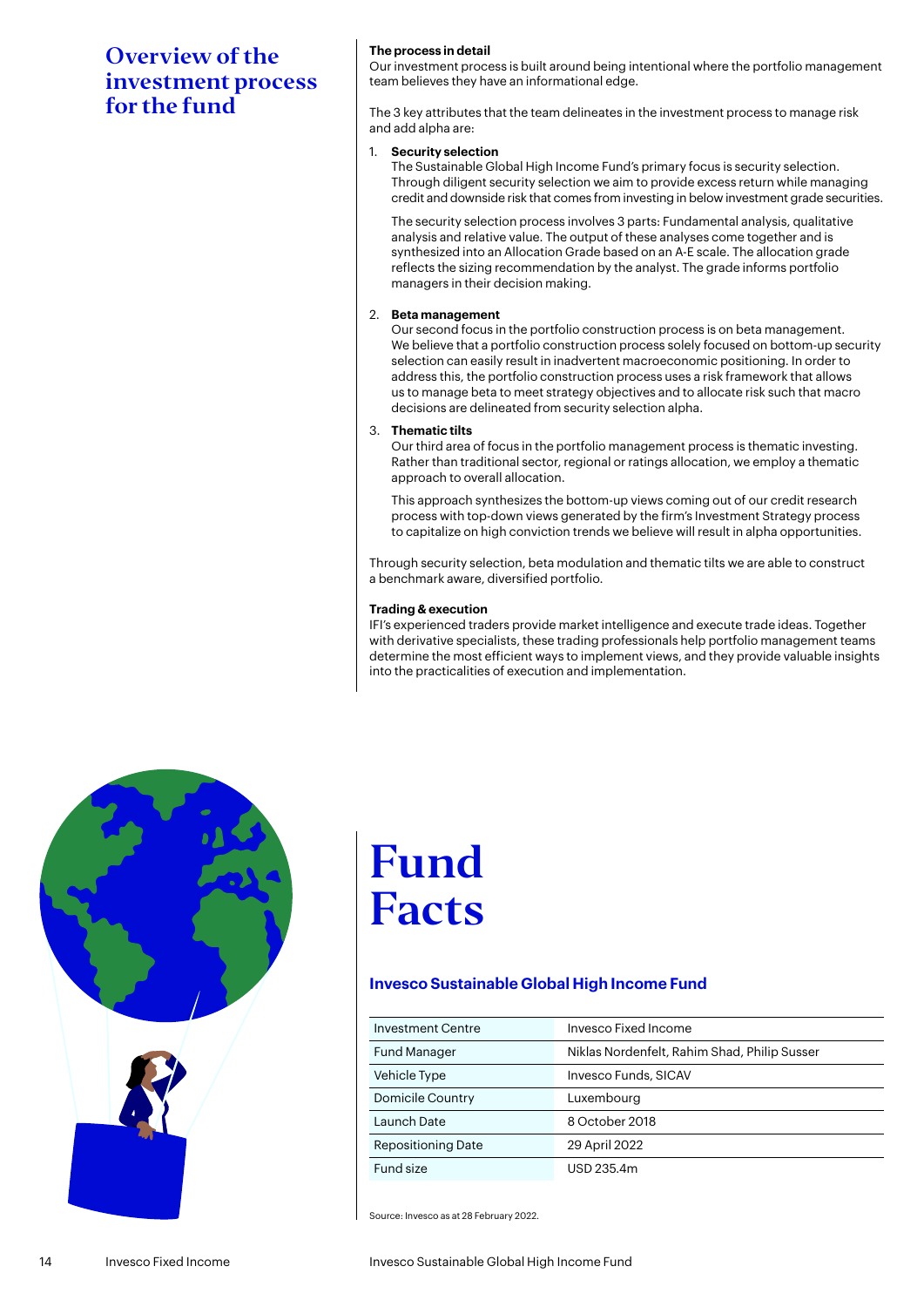## Overview of the investment process for the fund

**The process in detail**

Our investment process is built around being intentional where the portfolio management team believes they have an informational edge.

The 3 key attributes that the team delineates in the investment process to manage risk and add alpha are:

1. **Security selection**

   The Sustainable Global High Income Fund's primary focus is security selection. Through diligent security selection we aim to provide excess return while managing credit and downside risk that comes from investing in below investment grade securities.

   The security selection process involves 3 parts: Fundamental analysis, qualitative analysis and relative value. The output of these analyses come together and is synthesized into an Allocation Grade based on an A-E scale. The allocation grade reflects the sizing recommendation by the analyst. The grade informs portfolio managers in their decision making.

2. **Beta management**

   Our second focus in the portfolio construction process is on beta management. We believe that a portfolio construction process solely focused on bottom-up security selection can easily result in inadvertent macroeconomic positioning. In order to address this, the portfolio construction process uses a risk framework that allows us to manage beta to meet strategy objectives and to allocate risk such that macro decisions are delineated from security selection alpha.

3. **Thematic tilts**

   Our third area of focus in the portfolio management process is thematic investing. Rather than traditional sector, regional or ratings allocation, we employ a thematic approach to overall allocation.

   This approach synthesizes the bottom-up views coming out of our credit research process with top-down views generated by the firm's Investment Strategy process to capitalize on high conviction trends we believe will result in alpha opportunities.

Through security selection, beta modulation and thematic tilts we are able to construct a benchmark aware, diversified portfolio.

**Trading & execution**

IFI's experienced traders provide market intelligence and execute trade ideas. Together with derivative specialists, these trading professionals help portfolio management teams determine the most efficient ways to implement views, and they provide valuable insights into the practicalities of execution and implementation.

# Fund Facts

### Invesco Sustainable Global High Income Fund

| | |
|---|---|
| Investment Centre | Invesco Fixed Income |
| Fund Manager | Niklas Nordenfelt, Rahim Shad, Philip Susser |
| Vehicle Type | Invesco Funds, SICAV |
| Domicile Country | Luxembourg |
| Launch Date | 8 October 2018 |
| Repositioning Date | 29 April 2022 |
| Fund size | USD 235.4m |

Source: Invesco as at 28 February 2022.